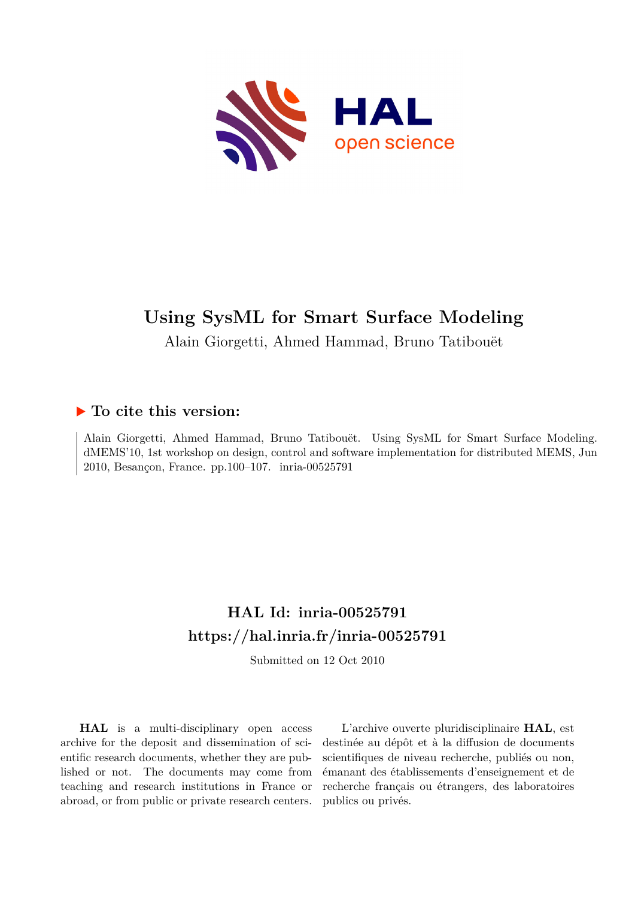# Using SysML for Smart Surface Modeling

Alain Giorgetti, Ahmed Hammad, Bruno Tatibouët

## ▶ To cite this version:

Alain Giorgetti, Ahmed Hammad, Bruno Tatibouët. Using SysML for Smart Surface Modeling. dMEMS'10, 1st workshop on design, control and software implementation for distributed MEMS, Jun 2010, Besançon, France. pp.100–107. inria-00525791

## HAL Id: inria-00525791
## https://hal.inria.fr/inria-00525791

Submitted on 12 Oct 2010

**HAL** is a multi-disciplinary open access archive for the deposit and dissemination of scientific research documents, whether they are published or not. The documents may come from teaching and research institutions in France or abroad, or from public or private research centers.

L'archive ouverte pluridisciplinaire **HAL**, est destinée au dépôt et à la diffusion de documents scientifiques de niveau recherche, publiés ou non, émanant des établissements d'enseignement et de recherche français ou étrangers, des laboratoires publics ou privés.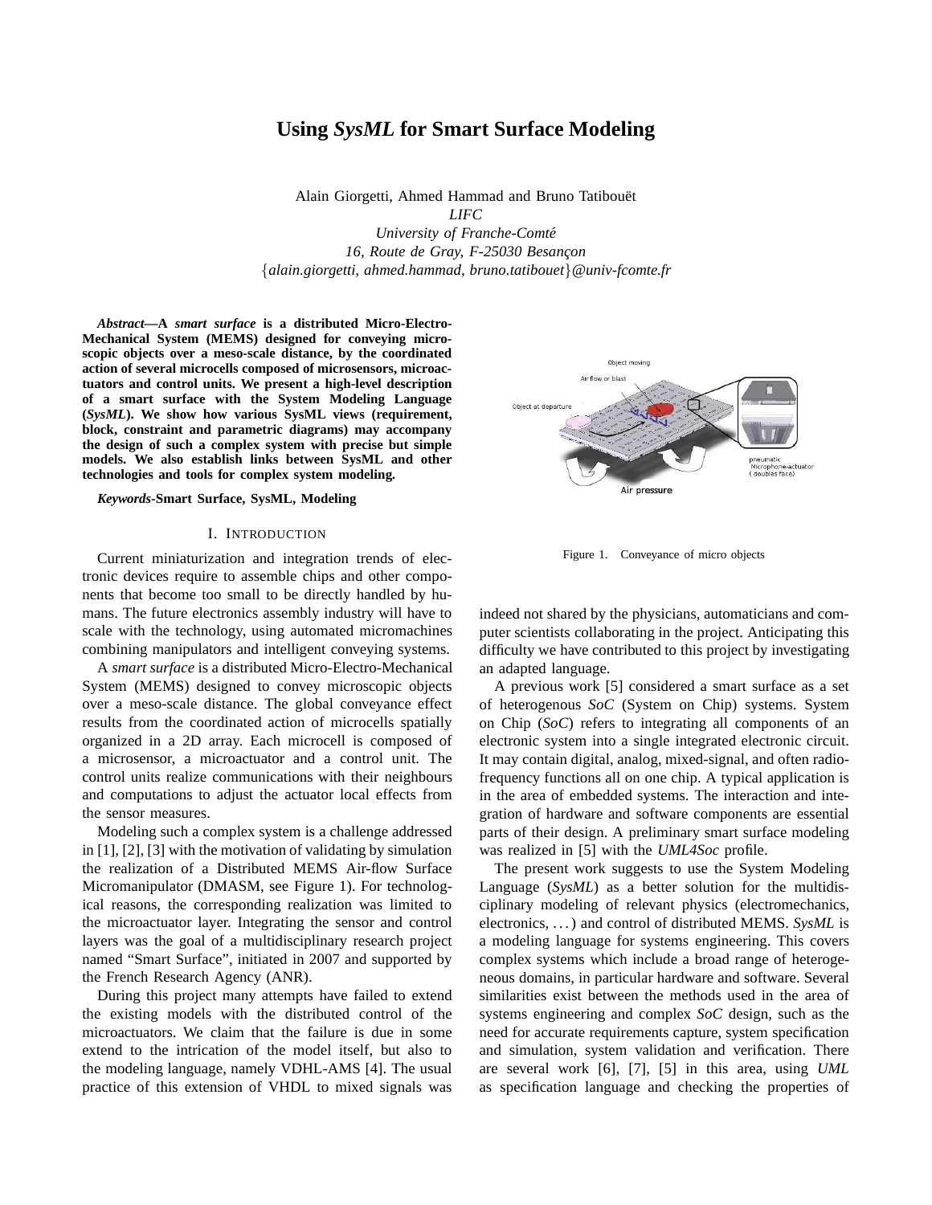# Using *SysML* for Smart Surface Modeling

Alain Giorgetti, Ahmed Hammad and Bruno Tatibouët
*LIFC*
*University of Franche-Comté*
*16, Route de Gray, F-25030 Besançon*
{*alain.giorgetti, ahmed.hammad, bruno.tatibouet*}*@univ-fcomte.fr*

***Abstract*—A *smart surface* is a distributed Micro-Electro-Mechanical System (MEMS) designed for conveying microscopic objects over a meso-scale distance, by the coordinated action of several microcells composed of microsensors, microactuators and control units. We present a high-level description of a smart surface with the System Modeling Language (*SysML*). We show how various SysML views (requirement, block, constraint and parametric diagrams) may accompany the design of such a complex system with precise but simple models. We also establish links between SysML and other technologies and tools for complex system modeling.**

***Keywords*-Smart Surface, SysML, Modeling**

## I. Introduction

Current miniaturization and integration trends of electronic devices require to assemble chips and other components that become too small to be directly handled by humans. The future electronics assembly industry will have to scale with the technology, using automated micromachines combining manipulators and intelligent conveying systems.

A *smart surface* is a distributed Micro-Electro-Mechanical System (MEMS) designed to convey microscopic objects over a meso-scale distance. The global conveyance effect results from the coordinated action of microcells spatially organized in a 2D array. Each microcell is composed of a microsensor, a microactuator and a control unit. The control units realize communications with their neighbours and computations to adjust the actuator local effects from the sensor measures.

Modeling such a complex system is a challenge addressed in [1], [2], [3] with the motivation of validating by simulation the realization of a Distributed MEMS Air-flow Surface Micromanipulator (DMASM, see Figure 1). For technological reasons, the corresponding realization was limited to the microactuator layer. Integrating the sensor and control layers was the goal of a multidisciplinary research project named "Smart Surface", initiated in 2007 and supported by the French Research Agency (ANR).

During this project many attempts have failed to extend the existing models with the distributed control of the microactuators. We claim that the failure is due in some extend to the intrication of the model itself, but also to the modeling language, namely VDHL-AMS [4]. The usual practice of this extension of VHDL to mixed signals was indeed not shared by the physicians, automaticians and computer scientists collaborating in the project. Anticipating this difficulty we have contributed to this project by investigating an adapted language.

Figure 1. Conveyance of micro objects

A previous work [5] considered a smart surface as a set of heterogenous *SoC* (System on Chip) systems. System on Chip (*SoC*) refers to integrating all components of an electronic system into a single integrated electronic circuit. It may contain digital, analog, mixed-signal, and often radio-frequency functions all on one chip. A typical application is in the area of embedded systems. The interaction and integration of hardware and software components are essential parts of their design. A preliminary smart surface modeling was realized in [5] with the *UML4Soc* profile.

The present work suggests to use the System Modeling Language (*SysML*) as a better solution for the multidisciplinary modeling of relevant physics (electromechanics, electronics, ...) and control of distributed MEMS. *SysML* is a modeling language for systems engineering. This covers complex systems which include a broad range of heterogeneous domains, in particular hardware and software. Several similarities exist between the methods used in the area of systems engineering and complex *SoC* design, such as the need for accurate requirements capture, system specification and simulation, system validation and verification. There are several work [6], [7], [5] in this area, using *UML* as specification language and checking the properties of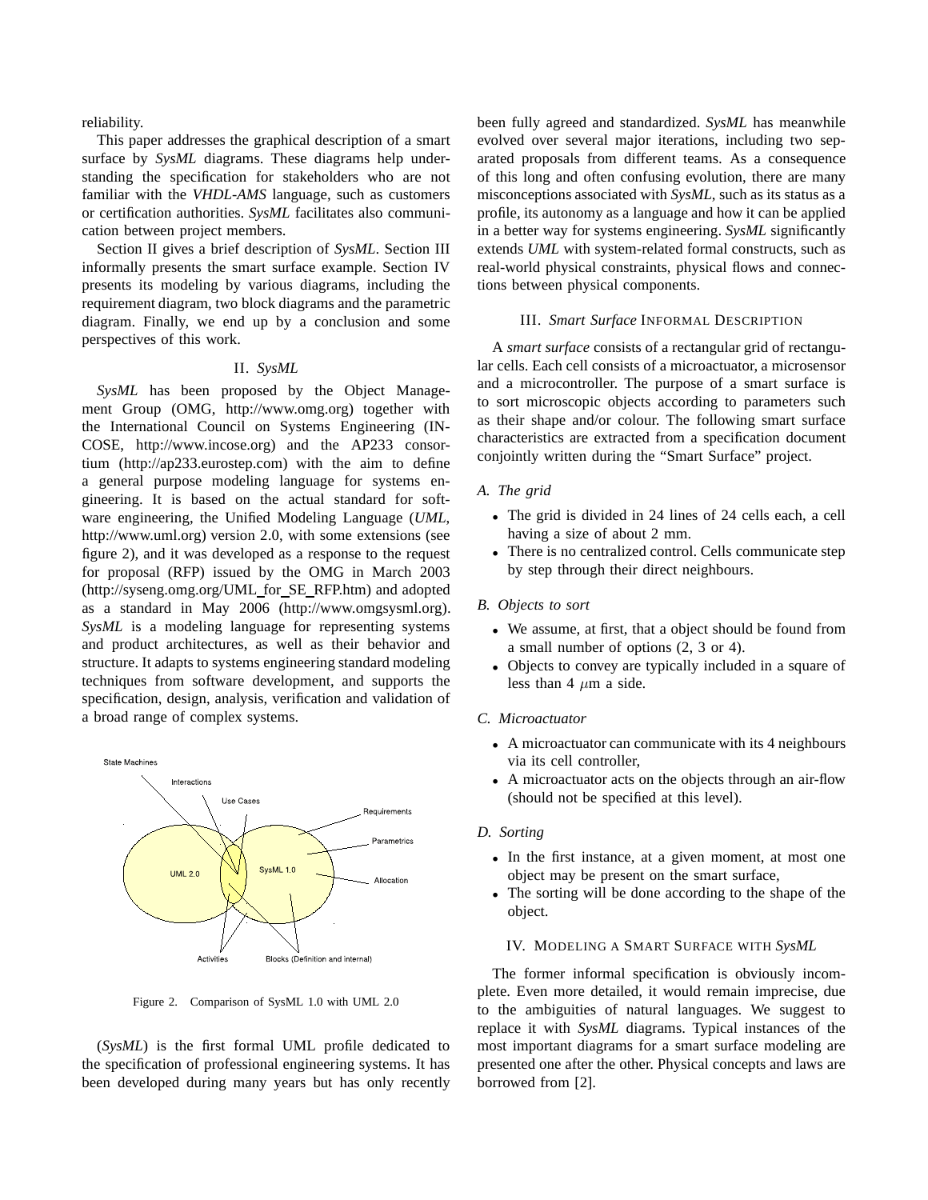reliability.

This paper addresses the graphical description of a smart surface by *SysML* diagrams. These diagrams help understanding the specification for stakeholders who are not familiar with the *VHDL-AMS* language, such as customers or certification authorities. *SysML* facilitates also communication between project members.

Section II gives a brief description of *SysML*. Section III informally presents the smart surface example. Section IV presents its modeling by various diagrams, including the requirement diagram, two block diagrams and the parametric diagram. Finally, we end up by a conclusion and some perspectives of this work.

## II. *SysML*

*SysML* has been proposed by the Object Management Group (OMG, http://www.omg.org) together with the International Council on Systems Engineering (INCOSE, http://www.incose.org) and the AP233 consortium (http://ap233.eurostep.com) with the aim to define a general purpose modeling language for systems engineering. It is based on the actual standard for software engineering, the Unified Modeling Language (*UML*, http://www.uml.org) version 2.0, with some extensions (see figure 2), and it was developed as a response to the request for proposal (RFP) issued by the OMG in March 2003 (http://syseng.omg.org/UML_for_SE_RFP.htm) and adopted as a standard in May 2006 (http://www.omgsysml.org). *SysML* is a modeling language for representing systems and product architectures, as well as their behavior and structure. It adapts to systems engineering standard modeling techniques from software development, and supports the specification, design, analysis, verification and validation of a broad range of complex systems.

Figure 2. Comparison of SysML 1.0 with UML 2.0

(*SysML*) is the first formal UML profile dedicated to the specification of professional engineering systems. It has been developed during many years but has only recently been fully agreed and standardized. *SysML* has meanwhile evolved over several major iterations, including two separated proposals from different teams. As a consequence of this long and often confusing evolution, there are many misconceptions associated with *SysML*, such as its status as a profile, its autonomy as a language and how it can be applied in a better way for systems engineering. *SysML* significantly extends *UML* with system-related formal constructs, such as real-world physical constraints, physical flows and connections between physical components.

## III. *Smart Surface* Informal Description

A *smart surface* consists of a rectangular grid of rectangular cells. Each cell consists of a microactuator, a microsensor and a microcontroller. The purpose of a smart surface is to sort microscopic objects according to parameters such as their shape and/or colour. The following smart surface characteristics are extracted from a specification document conjointly written during the "Smart Surface" project.

### A. The grid

- The grid is divided in 24 lines of 24 cells each, a cell having a size of about 2 mm.
- There is no centralized control. Cells communicate step by step through their direct neighbours.

### B. Objects to sort

- We assume, at first, that a object should be found from a small number of options (2, 3 or 4).
- Objects to convey are typically included in a square of less than 4 $\mu$m a side.

### C. Microactuator

- A microactuator can communicate with its 4 neighbours via its cell controller,
- A microactuator acts on the objects through an air-flow (should not be specified at this level).

### D. Sorting

- In the first instance, at a given moment, at most one object may be present on the smart surface,
- The sorting will be done according to the shape of the object.

## IV. Modeling a Smart Surface with *SysML*

The former informal specification is obviously incomplete. Even more detailed, it would remain imprecise, due to the ambiguities of natural languages. We suggest to replace it with *SysML* diagrams. Typical instances of the most important diagrams for a smart surface modeling are presented one after the other. Physical concepts and laws are borrowed from [2].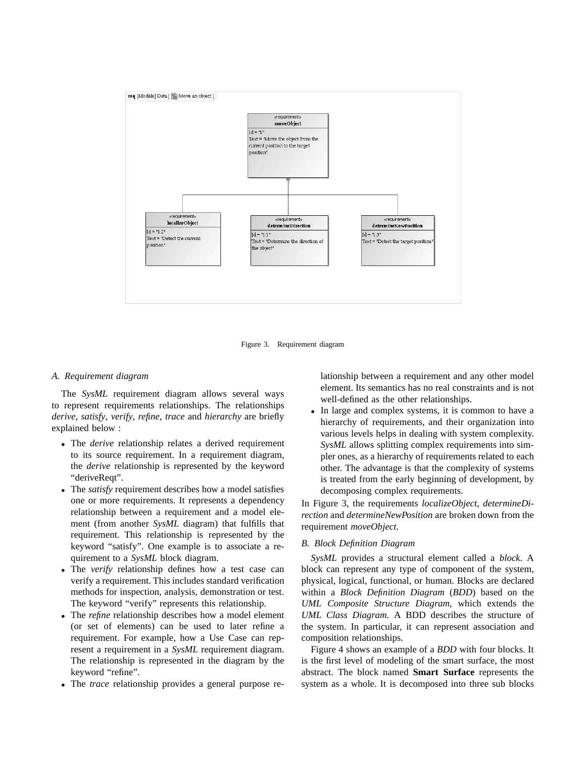Figure 3. Requirement diagram

### A. Requirement diagram

The *SysML* requirement diagram allows several ways to represent requirements relationships. The relationships *derive*, *satisfy*, *verify*, *refine*, *trace* and *hierarchy* are briefly explained below :

- The *derive* relationship relates a derived requirement to its source requirement. In a requirement diagram, the *derive* relationship is represented by the keyword "deriveReqt".
- The *satisfy* requirement describes how a model satisfies one or more requirements. It represents a dependency relationship between a requirement and a model element (from another *SysML* diagram) that fulfills that requirement. This relationship is represented by the keyword "satisfy". One example is to associate a requirement to a *SysML* block diagram.
- The *verify* relationship defines how a test case can verify a requirement. This includes standard verification methods for inspection, analysis, demonstration or test. The keyword "verify" represents this relationship.
- The *refine* relationship describes how a model element (or set of elements) can be used to later refine a requirement. For example, how a Use Case can represent a requirement in a *SysML* requirement diagram. The relationship is represented in the diagram by the keyword "refine".
- The *trace* relationship provides a general purpose relationship between a requirement and any other model element. Its semantics has no real constraints and is not well-defined as the other relationships.
- In large and complex systems, it is common to have a hierarchy of requirements, and their organization into various levels helps in dealing with system complexity. *SysML* allows splitting complex requirements into simpler ones, as a hierarchy of requirements related to each other. The advantage is that the complexity of systems is treated from the early beginning of development, by decomposing complex requirements.

In Figure 3, the requirements *localizeObject*, *determineDirection* and *determineNewPosition* are broken down from the requirement *moveObject*.

### B. Block Definition Diagram

*SysML* provides a structural element called a *block*. A block can represent any type of component of the system, physical, logical, functional, or human. Blocks are declared within a *Block Definition Diagram* (*BDD*) based on the *UML Composite Structure Diagram*, which extends the *UML Class Diagram*. A BDD describes the structure of the system. In particular, it can represent association and composition relationships.

Figure 4 shows an example of a *BDD* with four blocks. It is the first level of modeling of the smart surface, the most abstract. The block named **Smart Surface** represents the system as a whole. It is decomposed into three sub blocks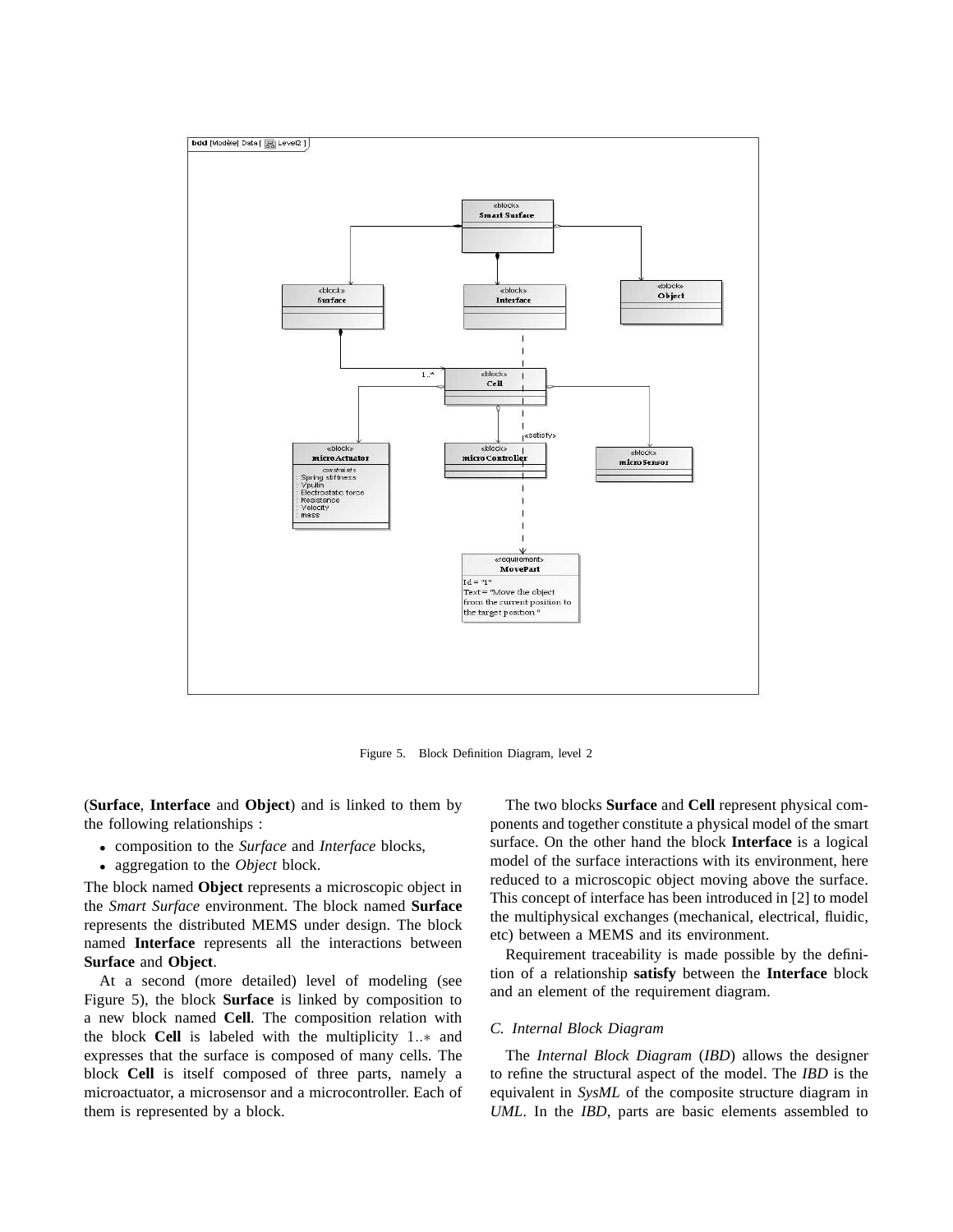Figure 5. Block Definition Diagram, level 2

(**Surface**, **Interface** and **Object**) and is linked to them by the following relationships :

- composition to the *Surface* and *Interface* blocks,
- aggregation to the *Object* block.

The block named **Object** represents a microscopic object in the *Smart Surface* environment. The block named **Surface** represents the distributed MEMS under design. The block named **Interface** represents all the interactions between **Surface** and **Object**.

At a second (more detailed) level of modeling (see Figure 5), the block **Surface** is linked by composition to a new block named **Cell**. The composition relation with the block **Cell** is labeled with the multiplicity $1..*$ and expresses that the surface is composed of many cells. The block **Cell** is itself composed of three parts, namely a microactuator, a microsensor and a microcontroller. Each of them is represented by a block.

The two blocks **Surface** and **Cell** represent physical components and together constitute a physical model of the smart surface. On the other hand the block **Interface** is a logical model of the surface interactions with its environment, here reduced to a microscopic object moving above the surface. This concept of interface has been introduced in [2] to model the multiphysical exchanges (mechanical, electrical, fluidic, etc) between a MEMS and its environment.

Requirement traceability is made possible by the definition of a relationship **satisfy** between the **Interface** block and an element of the requirement diagram.

### C. Internal Block Diagram

The *Internal Block Diagram* (*IBD*) allows the designer to refine the structural aspect of the model. The *IBD* is the equivalent in *SysML* of the composite structure diagram in *UML*. In the *IBD*, parts are basic elements assembled to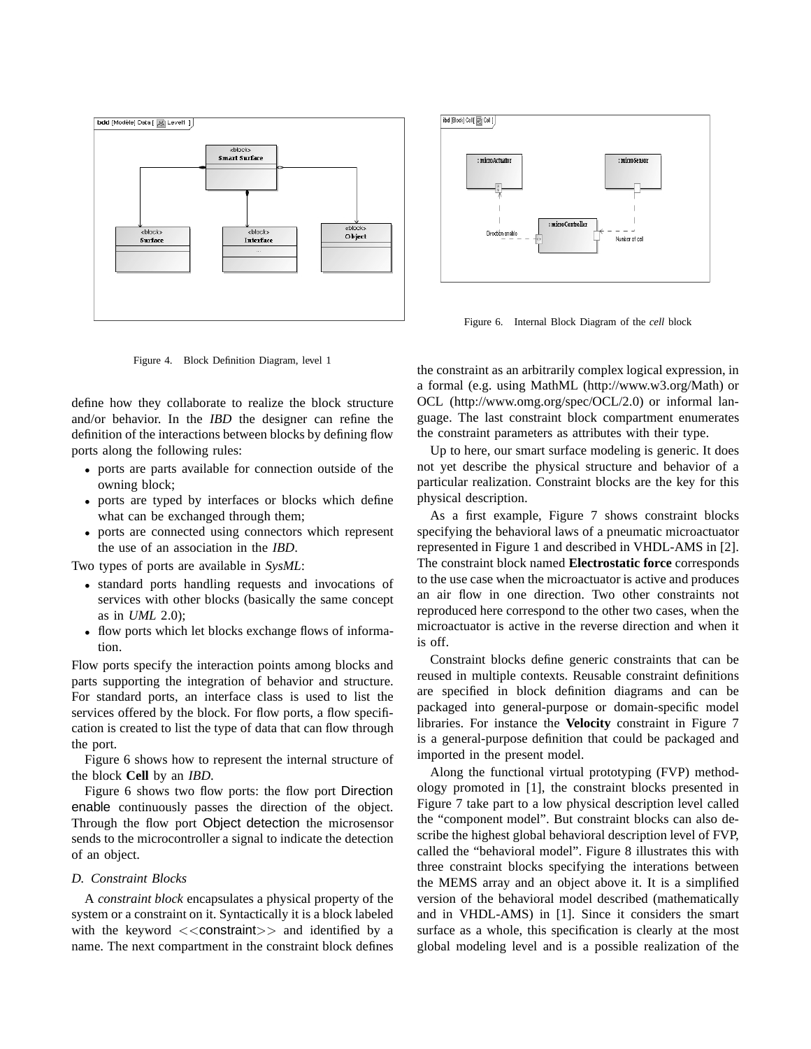Figure 4. Block Definition Diagram, level 1

Figure 6. Internal Block Diagram of the *cell* block

define how they collaborate to realize the block structure and/or behavior. In the *IBD* the designer can refine the definition of the interactions between blocks by defining flow ports along the following rules:

- ports are parts available for connection outside of the owning block;
- ports are typed by interfaces or blocks which define what can be exchanged through them;
- ports are connected using connectors which represent the use of an association in the *IBD*.

Two types of ports are available in *SysML*:

- standard ports handling requests and invocations of services with other blocks (basically the same concept as in *UML* 2.0);
- flow ports which let blocks exchange flows of information.

Flow ports specify the interaction points among blocks and parts supporting the integration of behavior and structure. For standard ports, an interface class is used to list the services offered by the block. For flow ports, a flow specification is created to list the type of data that can flow through the port.

Figure 6 shows how to represent the internal structure of the block **Cell** by an *IBD*.

Figure 6 shows two flow ports: the flow port Direction enable continuously passes the direction of the object. Through the flow port Object detection the microsensor sends to the microcontroller a signal to indicate the detection of an object.

### *D. Constraint Blocks*

A *constraint block* encapsulates a physical property of the system or a constraint on it. Syntactically it is a block labeled with the keyword <<constraint>> and identified by a name. The next compartment in the constraint block defines the constraint as an arbitrarily complex logical expression, in a formal (e.g. using MathML (http://www.w3.org/Math) or OCL (http://www.omg.org/spec/OCL/2.0) or informal language. The last constraint block compartment enumerates the constraint parameters as attributes with their type.

Up to here, our smart surface modeling is generic. It does not yet describe the physical structure and behavior of a particular realization. Constraint blocks are the key for this physical description.

As a first example, Figure 7 shows constraint blocks specifying the behavioral laws of a pneumatic microactuator represented in Figure 1 and described in VHDL-AMS in [2]. The constraint block named **Electrostatic force** corresponds to the use case when the microactuator is active and produces an air flow in one direction. Two other constraints not reproduced here correspond to the other two cases, when the microactuator is active in the reverse direction and when it is off.

Constraint blocks define generic constraints that can be reused in multiple contexts. Reusable constraint definitions are specified in block definition diagrams and can be packaged into general-purpose or domain-specific model libraries. For instance the **Velocity** constraint in Figure 7 is a general-purpose definition that could be packaged and imported in the present model.

Along the functional virtual prototyping (FVP) methodology promoted in [1], the constraint blocks presented in Figure 7 take part to a low physical description level called the "component model". But constraint blocks can also describe the highest global behavioral description level of FVP, called the "behavioral model". Figure 8 illustrates this with three constraint blocks specifying the interations between the MEMS array and an object above it. It is a simplified version of the behavioral model described (mathematically and in VHDL-AMS) in [1]. Since it considers the smart surface as a whole, this specification is clearly at the most global modeling level and is a possible realization of the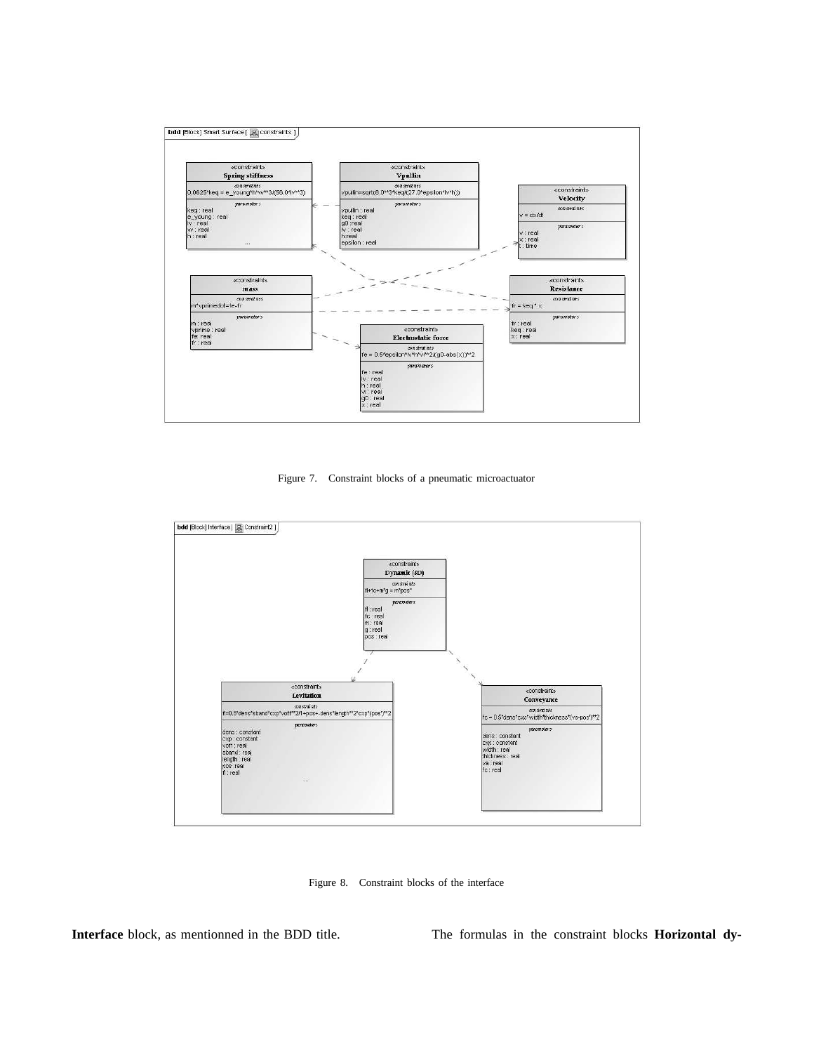Figure 7. Constraint blocks of a pneumatic microactuator

Figure 8. Constraint blocks of the interface

**Interface** block, as mentionned in the BDD title.

The formulas in the constraint blocks **Horizontal dy-**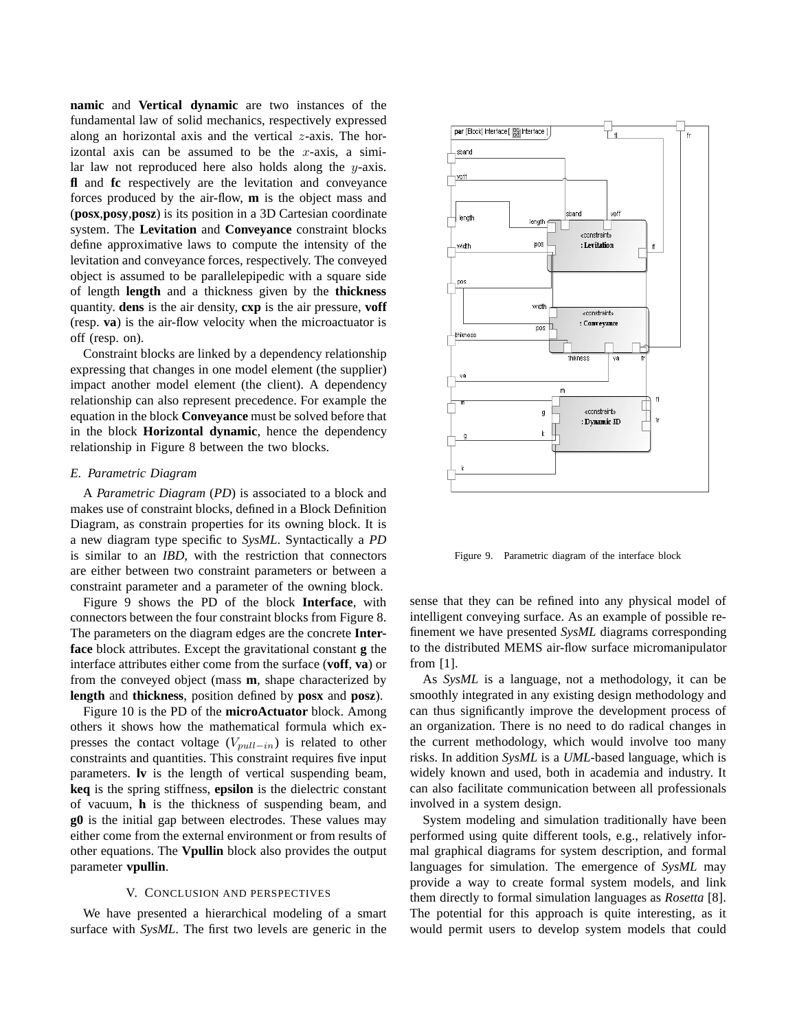**namic** and **Vertical dynamic** are two instances of the fundamental law of solid mechanics, respectively expressed along an horizontal axis and the vertical $z$-axis. The horizontal axis can be assumed to be the $x$-axis, a similar law not reproduced here also holds along the $y$-axis. **fl** and **fc** respectively are the levitation and conveyance forces produced by the air-flow, **m** is the object mass and (**posx**,**posy**,**posz**) is its position in a 3D Cartesian coordinate system. The **Levitation** and **Conveyance** constraint blocks define approximative laws to compute the intensity of the levitation and conveyance forces, respectively. The conveyed object is assumed to be parallelepipedic with a square side of length **length** and a thickness given by the **thickness** quantity. **dens** is the air density, **cxp** is the air pressure, **voff** (resp. **va**) is the air-flow velocity when the microactuator is off (resp. on).

Constraint blocks are linked by a dependency relationship expressing that changes in one model element (the supplier) impact another model element (the client). A dependency relationship can also represent precedence. For example the equation in the block **Conveyance** must be solved before that in the block **Horizontal dynamic**, hence the dependency relationship in Figure 8 between the two blocks.

### *E. Parametric Diagram*

A *Parametric Diagram* (*PD*) is associated to a block and makes use of constraint blocks, defined in a Block Definition Diagram, as constrain properties for its owning block. It is a new diagram type specific to *SysML*. Syntactically a *PD* is similar to an *IBD*, with the restriction that connectors are either between two constraint parameters or between a constraint parameter and a parameter of the owning block.

Figure 9 shows the PD of the block **Interface**, with connectors between the four constraint blocks from Figure 8. The parameters on the diagram edges are the concrete **Interface** block attributes. Except the gravitational constant **g** the interface attributes either come from the surface (**voff**, **va**) or from the conveyed object (mass **m**, shape characterized by **length** and **thickness**, position defined by **posx** and **posz**).

Figure 10 is the PD of the **microActuator** block. Among others it shows how the mathematical formula which expresses the contact voltage ($V_{pull-in}$) is related to other constraints and quantities. This constraint requires five input parameters. **lv** is the length of vertical suspending beam, **keq** is the spring stiffness, **epsilon** is the dielectric constant of vacuum, **h** is the thickness of suspending beam, and **g0** is the initial gap between electrodes. These values may either come from the external environment or from results of other equations. The **Vpullin** block also provides the output parameter **vpullin**.

## V. Conclusion and perspectives

We have presented a hierarchical modeling of a smart surface with *SysML*. The first two levels are generic in the sense that they can be refined into any physical model of intelligent conveying surface. As an example of possible refinement we have presented *SysML* diagrams corresponding to the distributed MEMS air-flow surface micromanipulator from [1].

Figure 9. Parametric diagram of the interface block

As *SysML* is a language, not a methodology, it can be smoothly integrated in any existing design methodology and can thus significantly improve the development process of an organization. There is no need to do radical changes in the current methodology, which would involve too many risks. In addition *SysML* is a *UML*-based language, which is widely known and used, both in academia and industry. It can also facilitate communication between all professionals involved in a system design.

System modeling and simulation traditionally have been performed using quite different tools, e.g., relatively informal graphical diagrams for system description, and formal languages for simulation. The emergence of *SysML* may provide a way to create formal system models, and link them directly to formal simulation languages as *Rosetta* [8]. The potential for this approach is quite interesting, as it would permit users to develop system models that could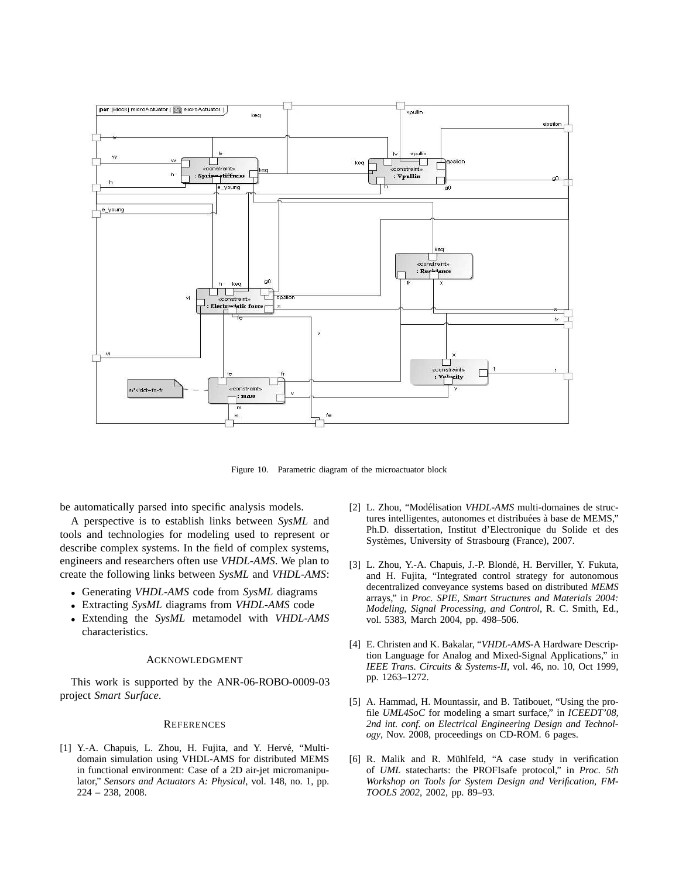Figure 10. Parametric diagram of the microactuator block

be automatically parsed into specific analysis models.

A perspective is to establish links between *SysML* and tools and technologies for modeling used to represent or describe complex systems. In the field of complex systems, engineers and researchers often use *VHDL-AMS*. We plan to create the following links between *SysML* and *VHDL-AMS*:

- Generating *VHDL-AMS* code from *SysML* diagrams
- Extracting *SysML* diagrams from *VHDL-AMS* code
- Extending the *SysML* metamodel with *VHDL-AMS* characteristics.

## ACKNOWLEDGMENT

This work is supported by the ANR-06-ROBO-0009-03 project *Smart Surface*.

## REFERENCES

[1] Y.-A. Chapuis, L. Zhou, H. Fujita, and Y. Hervé, "Multi-domain simulation using VHDL-AMS for distributed MEMS in functional environment: Case of a 2D air-jet micromanipulator," *Sensors and Actuators A: Physical*, vol. 148, no. 1, pp. 224 – 238, 2008.

[2] L. Zhou, "Modélisation *VHDL-AMS* multi-domaines de structures intelligentes, autonomes et distribuées à base de MEMS," Ph.D. dissertation, Institut d'Electronique du Solide et des Systèmes, University of Strasbourg (France), 2007.

[3] L. Zhou, Y.-A. Chapuis, J.-P. Blondé, H. Berviller, Y. Fukuta, and H. Fujita, "Integrated control strategy for autonomous decentralized conveyance systems based on distributed *MEMS* arrays," in *Proc. SPIE, Smart Structures and Materials 2004: Modeling, Signal Processing, and Control*, R. C. Smith, Ed., vol. 5383, March 2004, pp. 498–506.

[4] E. Christen and K. Bakalar, "*VHDL-AMS*-A Hardware Description Language for Analog and Mixed-Signal Applications," in *IEEE Trans. Circuits & Systems-II*, vol. 46, no. 10, Oct 1999, pp. 1263–1272.

[5] A. Hammad, H. Mountassir, and B. Tatibouet, "Using the profile *UML4SoC* for modeling a smart surface," in *ICEEDT'08, 2nd int. conf. on Electrical Engineering Design and Technology*, Nov. 2008, proceedings on CD-ROM. 6 pages.

[6] R. Malik and R. Mühlfeld, "A case study in verification of *UML* statecharts: the PROFIsafe protocol," in *Proc. 5th Workshop on Tools for System Design and Verification, FM-TOOLS 2002*, 2002, pp. 89–93.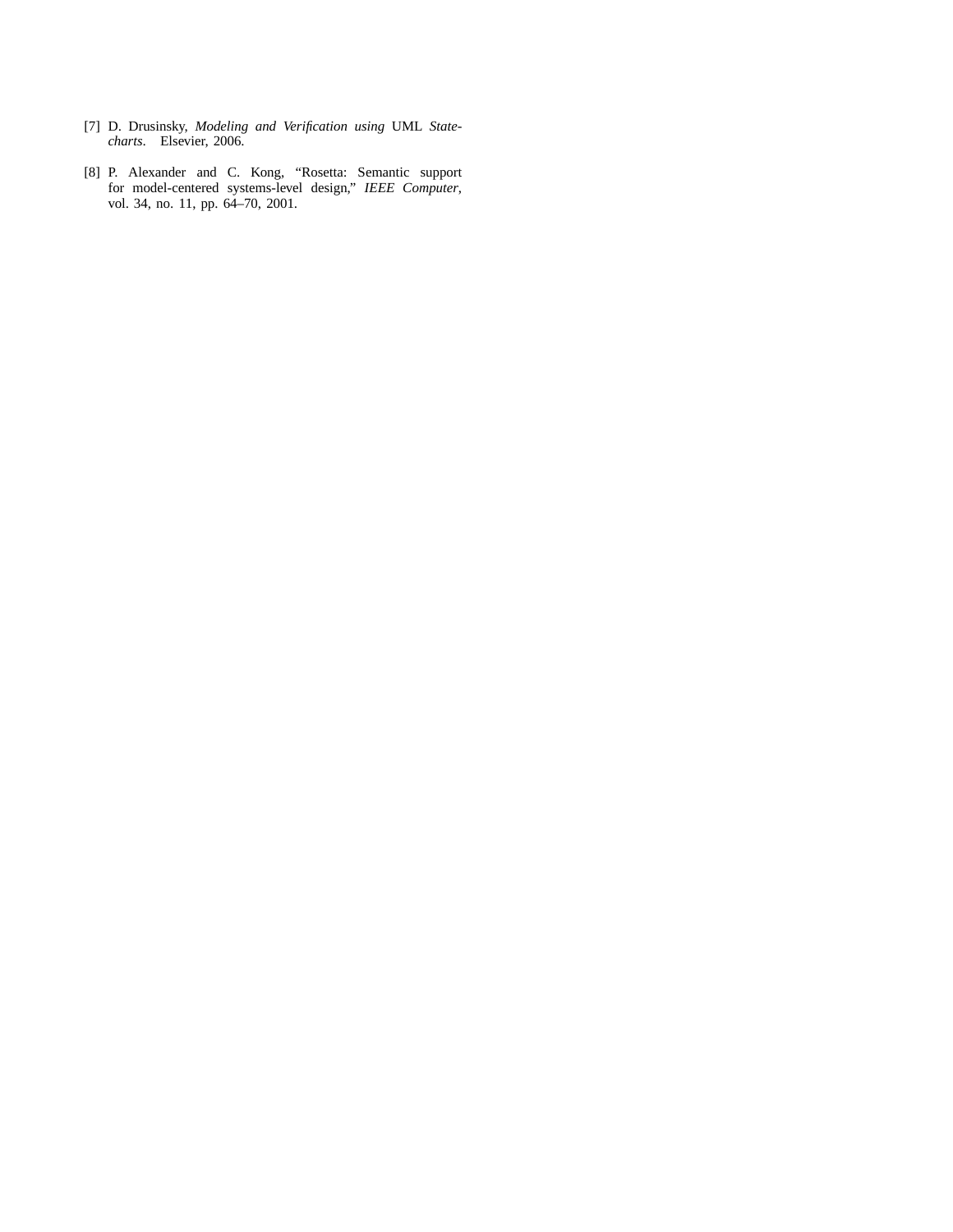[7] D. Drusinsky, *Modeling and Verification using* UML *Statecharts*. Elsevier, 2006.

[8] P. Alexander and C. Kong, "Rosetta: Semantic support for model-centered systems-level design," *IEEE Computer*, vol. 34, no. 11, pp. 64–70, 2001.